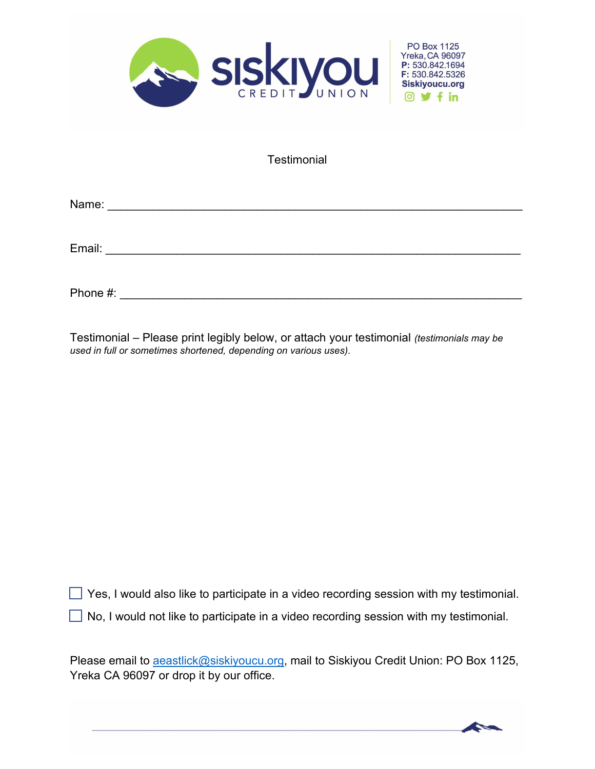SISKIYOU CREDIT UNION

PO Box 1125
Yreka, CA 96097
**P:** 530.842.1694
**F:** 530.842.5326
**Siskiyoucu.org**

# Testimonial

Name: ___________________________________________________________

Email: ___________________________________________________________

Phone #: _________________________________________________________

Testimonial – Please print legibly below, or attach your testimonial *(testimonials may be used in full or sometimes shortened, depending on various uses).*

☐ Yes, I would also like to participate in a video recording session with my testimonial.

☐ No, I would not like to participate in a video recording session with my testimonial.

Please email to aeastlick@siskiyoucu.org, mail to Siskiyou Credit Union: PO Box 1125, Yreka CA 96097 or drop it by our office.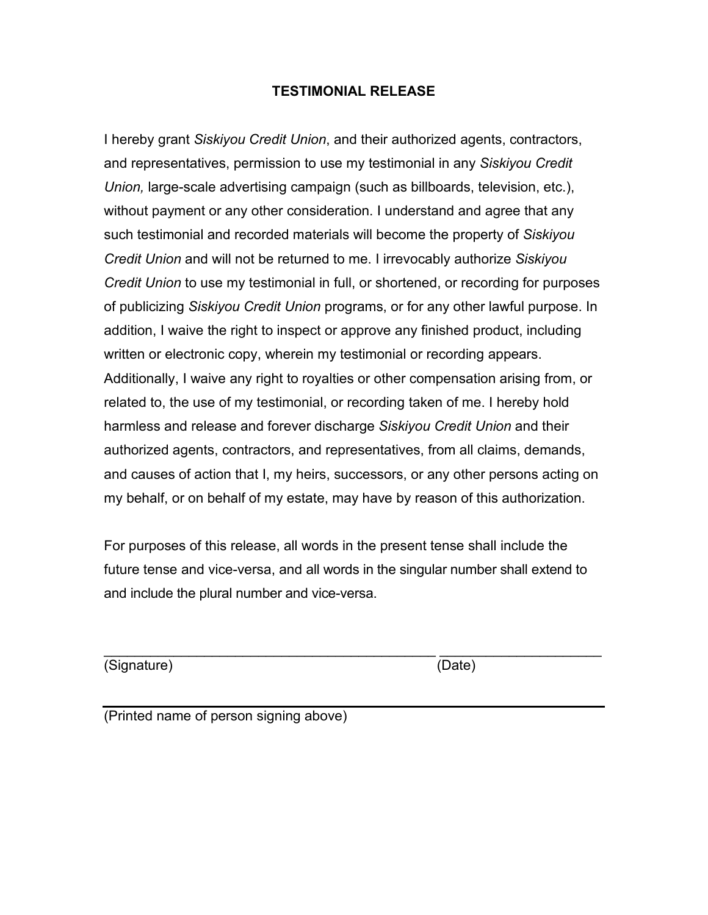# TESTIMONIAL RELEASE

I hereby grant *Siskiyou Credit Union*, and their authorized agents, contractors, and representatives, permission to use my testimonial in any *Siskiyou Credit Union,* large-scale advertising campaign (such as billboards, television, etc.), without payment or any other consideration. I understand and agree that any such testimonial and recorded materials will become the property of *Siskiyou Credit Union* and will not be returned to me. I irrevocably authorize *Siskiyou Credit Union* to use my testimonial in full, or shortened, or recording for purposes of publicizing *Siskiyou Credit Union* programs, or for any other lawful purpose. In addition, I waive the right to inspect or approve any finished product, including written or electronic copy, wherein my testimonial or recording appears. Additionally, I waive any right to royalties or other compensation arising from, or related to, the use of my testimonial, or recording taken of me. I hereby hold harmless and release and forever discharge *Siskiyou Credit Union* and their authorized agents, contractors, and representatives, from all claims, demands, and causes of action that I, my heirs, successors, or any other persons acting on my behalf, or on behalf of my estate, may have by reason of this authorization.

For purposes of this release, all words in the present tense shall include the future tense and vice-versa, and all words in the singular number shall extend to and include the plural number and vice-versa.

_____________________________________________ _____________________
(Signature) (Date)

_____________________________________________________________________
(Printed name of person signing above)